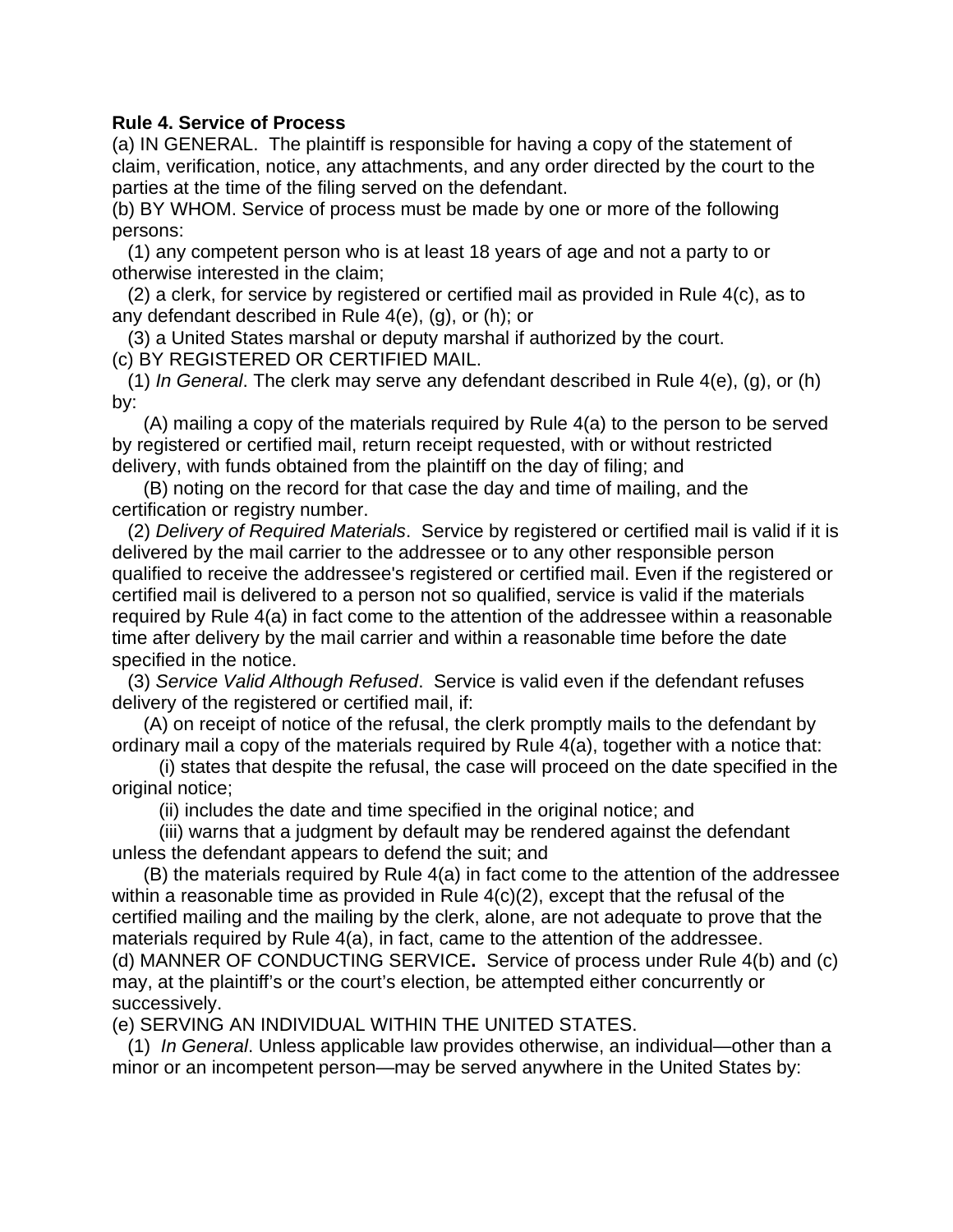**Rule 4. Service of Process**

(a) IN GENERAL. The plaintiff is responsible for having a copy of the statement of claim, verification, notice, any attachments, and any order directed by the court to the parties at the time of the filing served on the defendant.

(b) BY WHOM. Service of process must be made by one or more of the following persons:

(1) any competent person who is at least 18 years of age and not a party to or otherwise interested in the claim;

(2) a clerk, for service by registered or certified mail as provided in Rule 4(c), as to any defendant described in Rule 4(e), (g), or (h); or

(3) a United States marshal or deputy marshal if authorized by the court.

(c) BY REGISTERED OR CERTIFIED MAIL.

(1) *In General*. The clerk may serve any defendant described in Rule 4(e), (g), or (h) by:

(A) mailing a copy of the materials required by Rule 4(a) to the person to be served by registered or certified mail, return receipt requested, with or without restricted delivery, with funds obtained from the plaintiff on the day of filing; and

(B) noting on the record for that case the day and time of mailing, and the certification or registry number.

(2) *Delivery of Required Materials*. Service by registered or certified mail is valid if it is delivered by the mail carrier to the addressee or to any other responsible person qualified to receive the addressee's registered or certified mail. Even if the registered or certified mail is delivered to a person not so qualified, service is valid if the materials required by Rule 4(a) in fact come to the attention of the addressee within a reasonable time after delivery by the mail carrier and within a reasonable time before the date specified in the notice.

(3) *Service Valid Although Refused*. Service is valid even if the defendant refuses delivery of the registered or certified mail, if:

(A) on receipt of notice of the refusal, the clerk promptly mails to the defendant by ordinary mail a copy of the materials required by Rule 4(a), together with a notice that:

(i) states that despite the refusal, the case will proceed on the date specified in the original notice;

(ii) includes the date and time specified in the original notice; and

(iii) warns that a judgment by default may be rendered against the defendant unless the defendant appears to defend the suit; and

(B) the materials required by Rule 4(a) in fact come to the attention of the addressee within a reasonable time as provided in Rule 4(c)(2), except that the refusal of the certified mailing and the mailing by the clerk, alone, are not adequate to prove that the materials required by Rule 4(a), in fact, came to the attention of the addressee.

(d) MANNER OF CONDUCTING SERVICE**.** Service of process under Rule 4(b) and (c) may, at the plaintiff's or the court's election, be attempted either concurrently or successively.

(e) SERVING AN INDIVIDUAL WITHIN THE UNITED STATES.

(1) *In General*. Unless applicable law provides otherwise, an individual—other than a minor or an incompetent person—may be served anywhere in the United States by: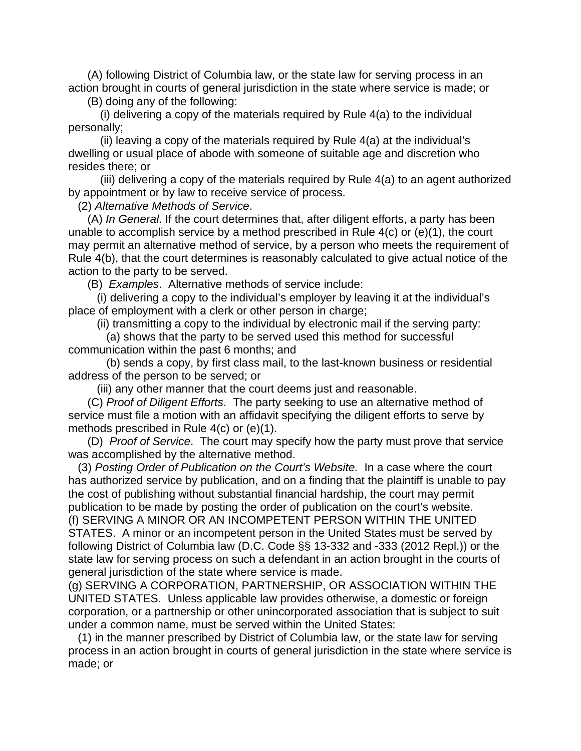(A) following District of Columbia law, or the state law for serving process in an action brought in courts of general jurisdiction in the state where service is made; or

(B) doing any of the following:

(i) delivering a copy of the materials required by Rule 4(a) to the individual personally;

(ii) leaving a copy of the materials required by Rule 4(a) at the individual's dwelling or usual place of abode with someone of suitable age and discretion who resides there; or

(iii) delivering a copy of the materials required by Rule 4(a) to an agent authorized by appointment or by law to receive service of process.

(2) *Alternative Methods of Service*.

(A) *In General*. If the court determines that, after diligent efforts, a party has been unable to accomplish service by a method prescribed in Rule 4(c) or (e)(1), the court may permit an alternative method of service, by a person who meets the requirement of Rule 4(b), that the court determines is reasonably calculated to give actual notice of the action to the party to be served.

(B) *Examples*. Alternative methods of service include:

(i) delivering a copy to the individual's employer by leaving it at the individual's place of employment with a clerk or other person in charge;

(ii) transmitting a copy to the individual by electronic mail if the serving party:

(a) shows that the party to be served used this method for successful communication within the past 6 months; and

(b) sends a copy, by first class mail, to the last-known business or residential address of the person to be served; or

(iii) any other manner that the court deems just and reasonable.

(C) *Proof of Diligent Efforts*. The party seeking to use an alternative method of service must file a motion with an affidavit specifying the diligent efforts to serve by methods prescribed in Rule 4(c) or (e)(1).

(D) *Proof of Service*. The court may specify how the party must prove that service was accomplished by the alternative method.

(3) *Posting Order of Publication on the Court's Website.* In a case where the court has authorized service by publication, and on a finding that the plaintiff is unable to pay the cost of publishing without substantial financial hardship, the court may permit publication to be made by posting the order of publication on the court's website.

(f) SERVING A MINOR OR AN INCOMPETENT PERSON WITHIN THE UNITED STATES. A minor or an incompetent person in the United States must be served by following District of Columbia law (D.C. Code §§ 13-332 and -333 (2012 Repl.)) or the state law for serving process on such a defendant in an action brought in the courts of general jurisdiction of the state where service is made.

(g) SERVING A CORPORATION, PARTNERSHIP, OR ASSOCIATION WITHIN THE UNITED STATES. Unless applicable law provides otherwise, a domestic or foreign corporation, or a partnership or other unincorporated association that is subject to suit under a common name, must be served within the United States:

(1) in the manner prescribed by District of Columbia law, or the state law for serving process in an action brought in courts of general jurisdiction in the state where service is made; or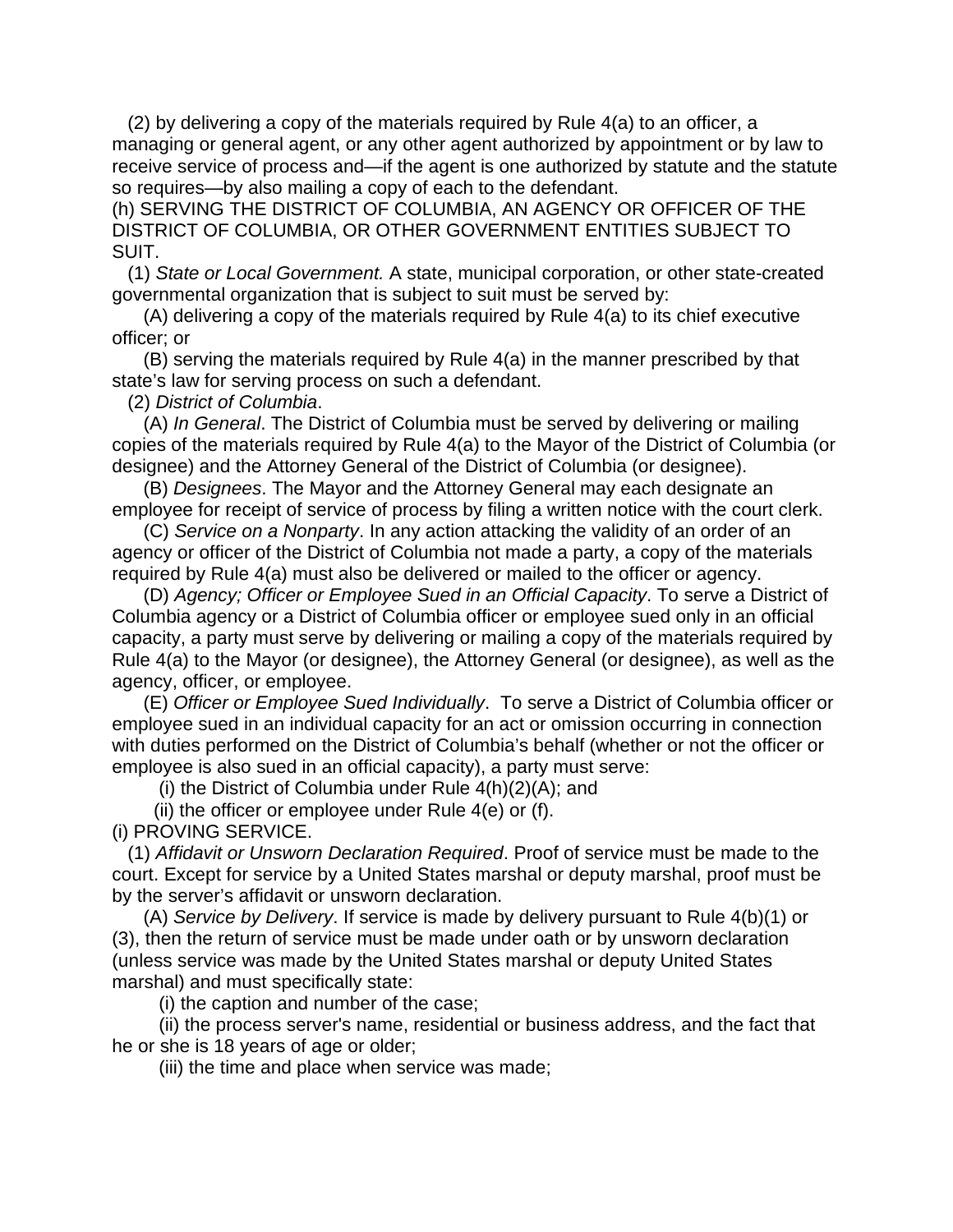(2) by delivering a copy of the materials required by Rule 4(a) to an officer, a managing or general agent, or any other agent authorized by appointment or by law to receive service of process and—if the agent is one authorized by statute and the statute so requires—by also mailing a copy of each to the defendant.

(h) SERVING THE DISTRICT OF COLUMBIA, AN AGENCY OR OFFICER OF THE DISTRICT OF COLUMBIA, OR OTHER GOVERNMENT ENTITIES SUBJECT TO SUIT.

(1) *State or Local Government.* A state, municipal corporation, or other state-created governmental organization that is subject to suit must be served by:

(A) delivering a copy of the materials required by Rule 4(a) to its chief executive officer; or

(B) serving the materials required by Rule 4(a) in the manner prescribed by that state's law for serving process on such a defendant.

(2) *District of Columbia*.

(A) *In General*. The District of Columbia must be served by delivering or mailing copies of the materials required by Rule 4(a) to the Mayor of the District of Columbia (or designee) and the Attorney General of the District of Columbia (or designee).

(B) *Designees*. The Mayor and the Attorney General may each designate an employee for receipt of service of process by filing a written notice with the court clerk.

(C) *Service on a Nonparty*. In any action attacking the validity of an order of an agency or officer of the District of Columbia not made a party, a copy of the materials required by Rule 4(a) must also be delivered or mailed to the officer or agency.

(D) *Agency; Officer or Employee Sued in an Official Capacity*. To serve a District of Columbia agency or a District of Columbia officer or employee sued only in an official capacity, a party must serve by delivering or mailing a copy of the materials required by Rule 4(a) to the Mayor (or designee), the Attorney General (or designee), as well as the agency, officer, or employee.

(E) *Officer or Employee Sued Individually*. To serve a District of Columbia officer or employee sued in an individual capacity for an act or omission occurring in connection with duties performed on the District of Columbia's behalf (whether or not the officer or employee is also sued in an official capacity), a party must serve:

(i) the District of Columbia under Rule 4(h)(2)(A); and

(ii) the officer or employee under Rule 4(e) or (f).

(i) PROVING SERVICE.

(1) *Affidavit or Unsworn Declaration Required*. Proof of service must be made to the court. Except for service by a United States marshal or deputy marshal, proof must be by the server's affidavit or unsworn declaration.

(A) *Service by Delivery*. If service is made by delivery pursuant to Rule 4(b)(1) or (3), then the return of service must be made under oath or by unsworn declaration (unless service was made by the United States marshal or deputy United States marshal) and must specifically state:

(i) the caption and number of the case;

(ii) the process server's name, residential or business address, and the fact that he or she is 18 years of age or older;

(iii) the time and place when service was made;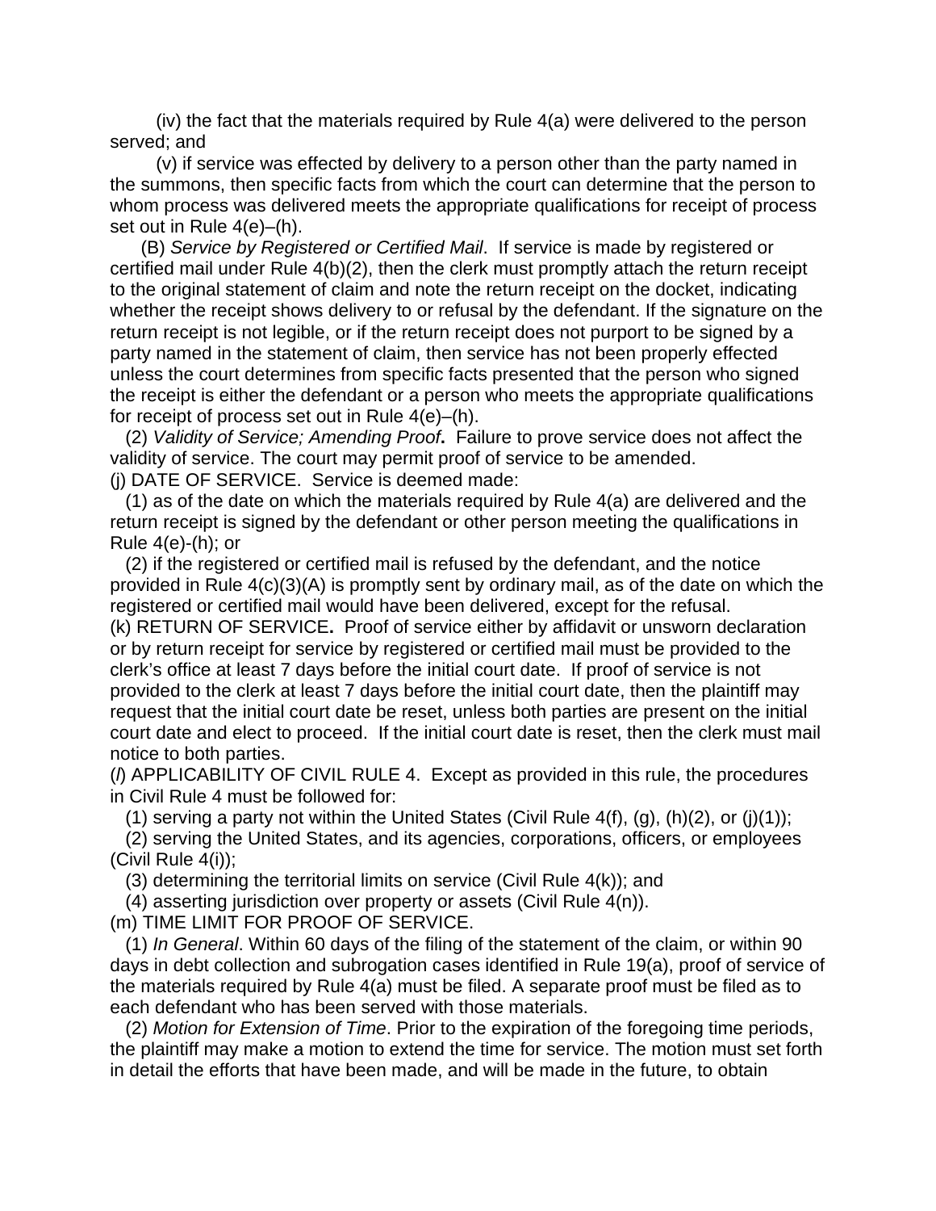(iv) the fact that the materials required by Rule 4(a) were delivered to the person served; and

(v) if service was effected by delivery to a person other than the party named in the summons, then specific facts from which the court can determine that the person to whom process was delivered meets the appropriate qualifications for receipt of process set out in Rule 4(e)–(h).

(B) *Service by Registered or Certified Mail*. If service is made by registered or certified mail under Rule 4(b)(2), then the clerk must promptly attach the return receipt to the original statement of claim and note the return receipt on the docket, indicating whether the receipt shows delivery to or refusal by the defendant. If the signature on the return receipt is not legible, or if the return receipt does not purport to be signed by a party named in the statement of claim, then service has not been properly effected unless the court determines from specific facts presented that the person who signed the receipt is either the defendant or a person who meets the appropriate qualifications for receipt of process set out in Rule 4(e)–(h).

(2) *Validity of Service; Amending Proof***.** Failure to prove service does not affect the validity of service. The court may permit proof of service to be amended.

(j) DATE OF SERVICE. Service is deemed made:

(1) as of the date on which the materials required by Rule 4(a) are delivered and the return receipt is signed by the defendant or other person meeting the qualifications in Rule 4(e)-(h); or

(2) if the registered or certified mail is refused by the defendant, and the notice provided in Rule 4(c)(3)(A) is promptly sent by ordinary mail, as of the date on which the registered or certified mail would have been delivered, except for the refusal.

(k) RETURN OF SERVICE**.** Proof of service either by affidavit or unsworn declaration or by return receipt for service by registered or certified mail must be provided to the clerk's office at least 7 days before the initial court date. If proof of service is not provided to the clerk at least 7 days before the initial court date, then the plaintiff may request that the initial court date be reset, unless both parties are present on the initial court date and elect to proceed. If the initial court date is reset, then the clerk must mail notice to both parties.

(*l*) APPLICABILITY OF CIVIL RULE 4. Except as provided in this rule, the procedures in Civil Rule 4 must be followed for:

(1) serving a party not within the United States (Civil Rule 4(f), (g), (h)(2), or (j)(1));

(2) serving the United States, and its agencies, corporations, officers, or employees (Civil Rule 4(i));

(3) determining the territorial limits on service (Civil Rule 4(k)); and

(4) asserting jurisdiction over property or assets (Civil Rule 4(n)).

(m) TIME LIMIT FOR PROOF OF SERVICE.

(1) *In General*. Within 60 days of the filing of the statement of the claim, or within 90 days in debt collection and subrogation cases identified in Rule 19(a), proof of service of the materials required by Rule 4(a) must be filed. A separate proof must be filed as to each defendant who has been served with those materials.

(2) *Motion for Extension of Time*. Prior to the expiration of the foregoing time periods, the plaintiff may make a motion to extend the time for service. The motion must set forth in detail the efforts that have been made, and will be made in the future, to obtain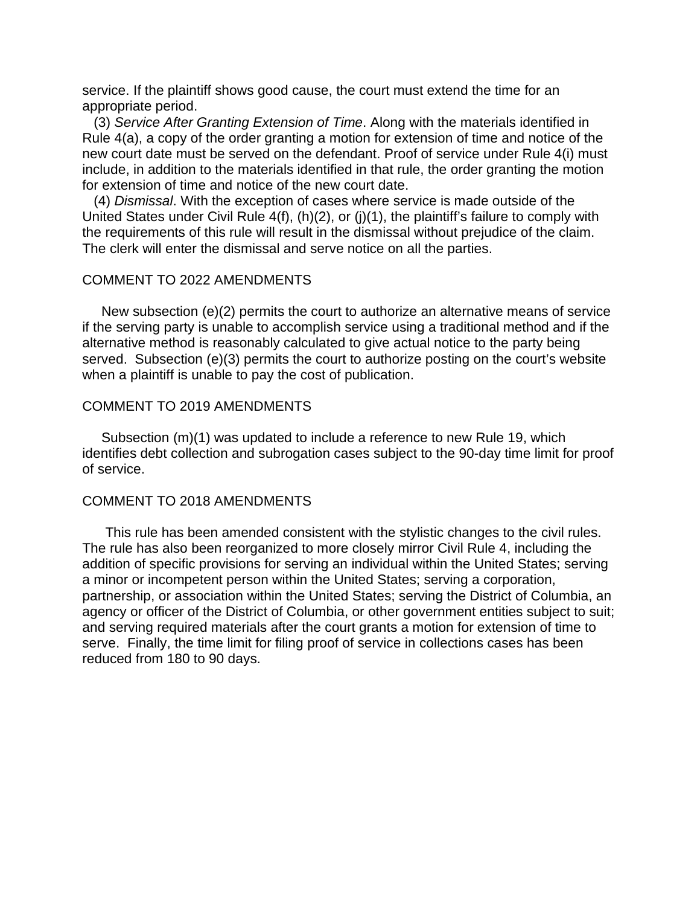service. If the plaintiff shows good cause, the court must extend the time for an appropriate period.

(3) *Service After Granting Extension of Time*. Along with the materials identified in Rule 4(a), a copy of the order granting a motion for extension of time and notice of the new court date must be served on the defendant. Proof of service under Rule 4(i) must include, in addition to the materials identified in that rule, the order granting the motion for extension of time and notice of the new court date.

(4) *Dismissal*. With the exception of cases where service is made outside of the United States under Civil Rule 4(f), (h)(2), or (j)(1), the plaintiff's failure to comply with the requirements of this rule will result in the dismissal without prejudice of the claim. The clerk will enter the dismissal and serve notice on all the parties.

COMMENT TO 2022 AMENDMENTS

New subsection (e)(2) permits the court to authorize an alternative means of service if the serving party is unable to accomplish service using a traditional method and if the alternative method is reasonably calculated to give actual notice to the party being served. Subsection (e)(3) permits the court to authorize posting on the court's website when a plaintiff is unable to pay the cost of publication.

COMMENT TO 2019 AMENDMENTS

Subsection (m)(1) was updated to include a reference to new Rule 19, which identifies debt collection and subrogation cases subject to the 90-day time limit for proof of service.

COMMENT TO 2018 AMENDMENTS

This rule has been amended consistent with the stylistic changes to the civil rules. The rule has also been reorganized to more closely mirror Civil Rule 4, including the addition of specific provisions for serving an individual within the United States; serving a minor or incompetent person within the United States; serving a corporation, partnership, or association within the United States; serving the District of Columbia, an agency or officer of the District of Columbia, or other government entities subject to suit; and serving required materials after the court grants a motion for extension of time to serve. Finally, the time limit for filing proof of service in collections cases has been reduced from 180 to 90 days.